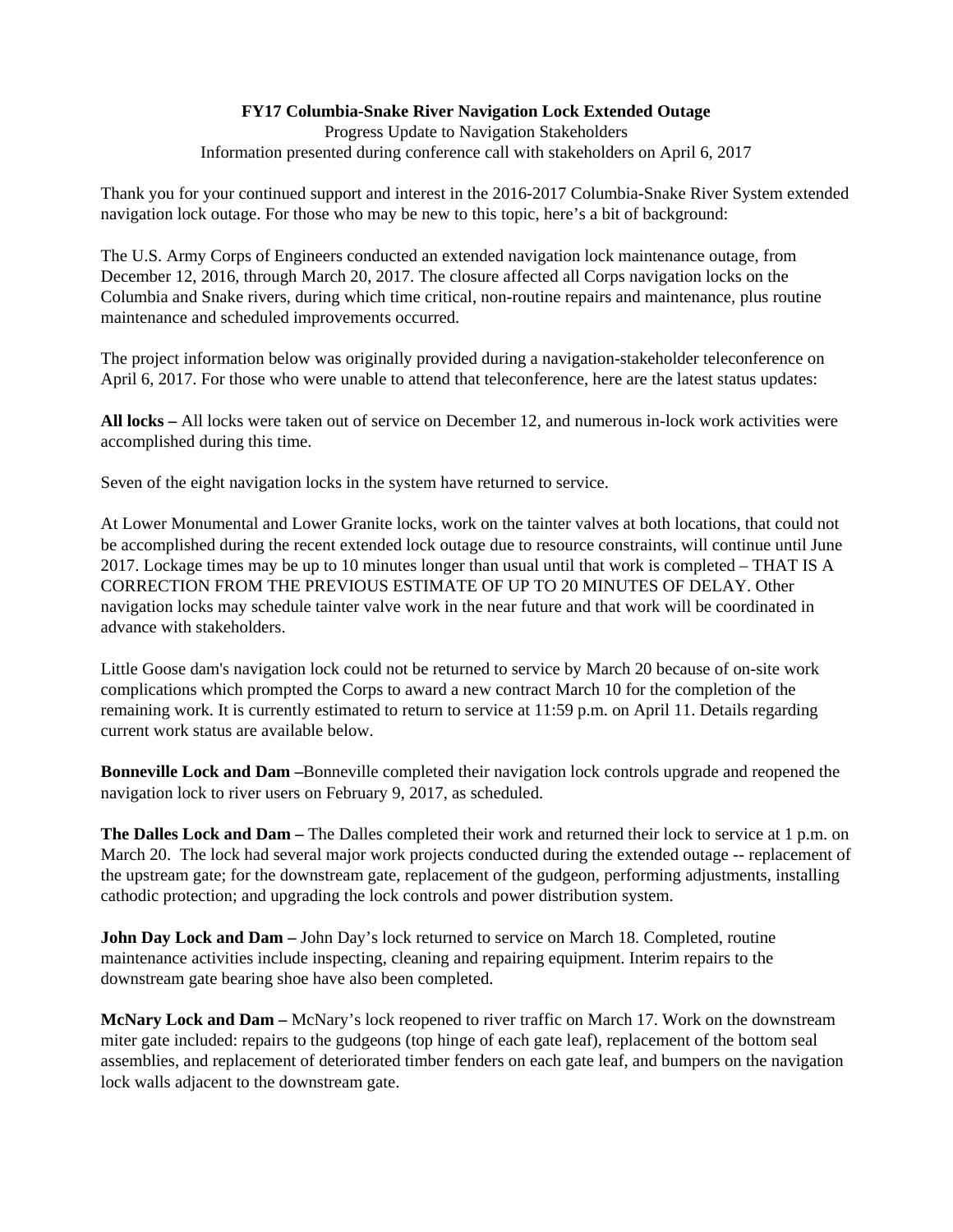**FY17 Columbia-Snake River Navigation Lock Extended Outage**

Progress Update to Navigation Stakeholders

Information presented during conference call with stakeholders on April 6, 2017

Thank you for your continued support and interest in the 2016-2017 Columbia-Snake River System extended navigation lock outage. For those who may be new to this topic, here's a bit of background:

The U.S. Army Corps of Engineers conducted an extended navigation lock maintenance outage, from December 12, 2016, through March 20, 2017. The closure affected all Corps navigation locks on the Columbia and Snake rivers, during which time critical, non-routine repairs and maintenance, plus routine maintenance and scheduled improvements occurred.

The project information below was originally provided during a navigation-stakeholder teleconference on April 6, 2017. For those who were unable to attend that teleconference, here are the latest status updates:

**All locks –** All locks were taken out of service on December 12, and numerous in-lock work activities were accomplished during this time.

Seven of the eight navigation locks in the system have returned to service.

At Lower Monumental and Lower Granite locks, work on the tainter valves at both locations, that could not be accomplished during the recent extended lock outage due to resource constraints, will continue until June 2017. Lockage times may be up to 10 minutes longer than usual until that work is completed – THAT IS A CORRECTION FROM THE PREVIOUS ESTIMATE OF UP TO 20 MINUTES OF DELAY. Other navigation locks may schedule tainter valve work in the near future and that work will be coordinated in advance with stakeholders.

Little Goose dam's navigation lock could not be returned to service by March 20 because of on-site work complications which prompted the Corps to award a new contract March 10 for the completion of the remaining work. It is currently estimated to return to service at 11:59 p.m. on April 11. Details regarding current work status are available below.

**Bonneville Lock and Dam –**Bonneville completed their navigation lock controls upgrade and reopened the navigation lock to river users on February 9, 2017, as scheduled.

**The Dalles Lock and Dam –** The Dalles completed their work and returned their lock to service at 1 p.m. on March 20. The lock had several major work projects conducted during the extended outage -- replacement of the upstream gate; for the downstream gate, replacement of the gudgeon, performing adjustments, installing cathodic protection; and upgrading the lock controls and power distribution system.

**John Day Lock and Dam –** John Day's lock returned to service on March 18. Completed, routine maintenance activities include inspecting, cleaning and repairing equipment. Interim repairs to the downstream gate bearing shoe have also been completed.

**McNary Lock and Dam –** McNary's lock reopened to river traffic on March 17. Work on the downstream miter gate included: repairs to the gudgeons (top hinge of each gate leaf), replacement of the bottom seal assemblies, and replacement of deteriorated timber fenders on each gate leaf, and bumpers on the navigation lock walls adjacent to the downstream gate.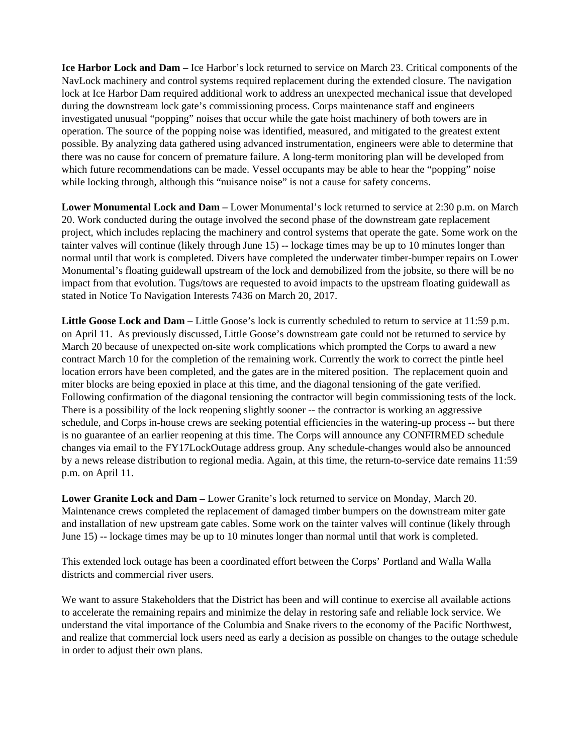**Ice Harbor Lock and Dam –** Ice Harbor's lock returned to service on March 23. Critical components of the NavLock machinery and control systems required replacement during the extended closure. The navigation lock at Ice Harbor Dam required additional work to address an unexpected mechanical issue that developed during the downstream lock gate's commissioning process. Corps maintenance staff and engineers investigated unusual "popping" noises that occur while the gate hoist machinery of both towers are in operation. The source of the popping noise was identified, measured, and mitigated to the greatest extent possible. By analyzing data gathered using advanced instrumentation, engineers were able to determine that there was no cause for concern of premature failure. A long-term monitoring plan will be developed from which future recommendations can be made. Vessel occupants may be able to hear the "popping" noise while locking through, although this "nuisance noise" is not a cause for safety concerns.

**Lower Monumental Lock and Dam –** Lower Monumental's lock returned to service at 2:30 p.m. on March 20. Work conducted during the outage involved the second phase of the downstream gate replacement project, which includes replacing the machinery and control systems that operate the gate. Some work on the tainter valves will continue (likely through June 15) -- lockage times may be up to 10 minutes longer than normal until that work is completed. Divers have completed the underwater timber-bumper repairs on Lower Monumental's floating guidewall upstream of the lock and demobilized from the jobsite, so there will be no impact from that evolution. Tugs/tows are requested to avoid impacts to the upstream floating guidewall as stated in Notice To Navigation Interests 7436 on March 20, 2017.

**Little Goose Lock and Dam –** Little Goose's lock is currently scheduled to return to service at 11:59 p.m. on April 11. As previously discussed, Little Goose's downstream gate could not be returned to service by March 20 because of unexpected on-site work complications which prompted the Corps to award a new contract March 10 for the completion of the remaining work. Currently the work to correct the pintle heel location errors have been completed, and the gates are in the mitered position. The replacement quoin and miter blocks are being epoxied in place at this time, and the diagonal tensioning of the gate verified. Following confirmation of the diagonal tensioning the contractor will begin commissioning tests of the lock. There is a possibility of the lock reopening slightly sooner -- the contractor is working an aggressive schedule, and Corps in-house crews are seeking potential efficiencies in the watering-up process -- but there is no guarantee of an earlier reopening at this time. The Corps will announce any CONFIRMED schedule changes via email to the FY17LockOutage address group. Any schedule-changes would also be announced by a news release distribution to regional media. Again, at this time, the return-to-service date remains 11:59 p.m. on April 11.

**Lower Granite Lock and Dam –** Lower Granite's lock returned to service on Monday, March 20. Maintenance crews completed the replacement of damaged timber bumpers on the downstream miter gate and installation of new upstream gate cables. Some work on the tainter valves will continue (likely through June 15) -- lockage times may be up to 10 minutes longer than normal until that work is completed.

This extended lock outage has been a coordinated effort between the Corps' Portland and Walla Walla districts and commercial river users.

We want to assure Stakeholders that the District has been and will continue to exercise all available actions to accelerate the remaining repairs and minimize the delay in restoring safe and reliable lock service. We understand the vital importance of the Columbia and Snake rivers to the economy of the Pacific Northwest, and realize that commercial lock users need as early a decision as possible on changes to the outage schedule in order to adjust their own plans.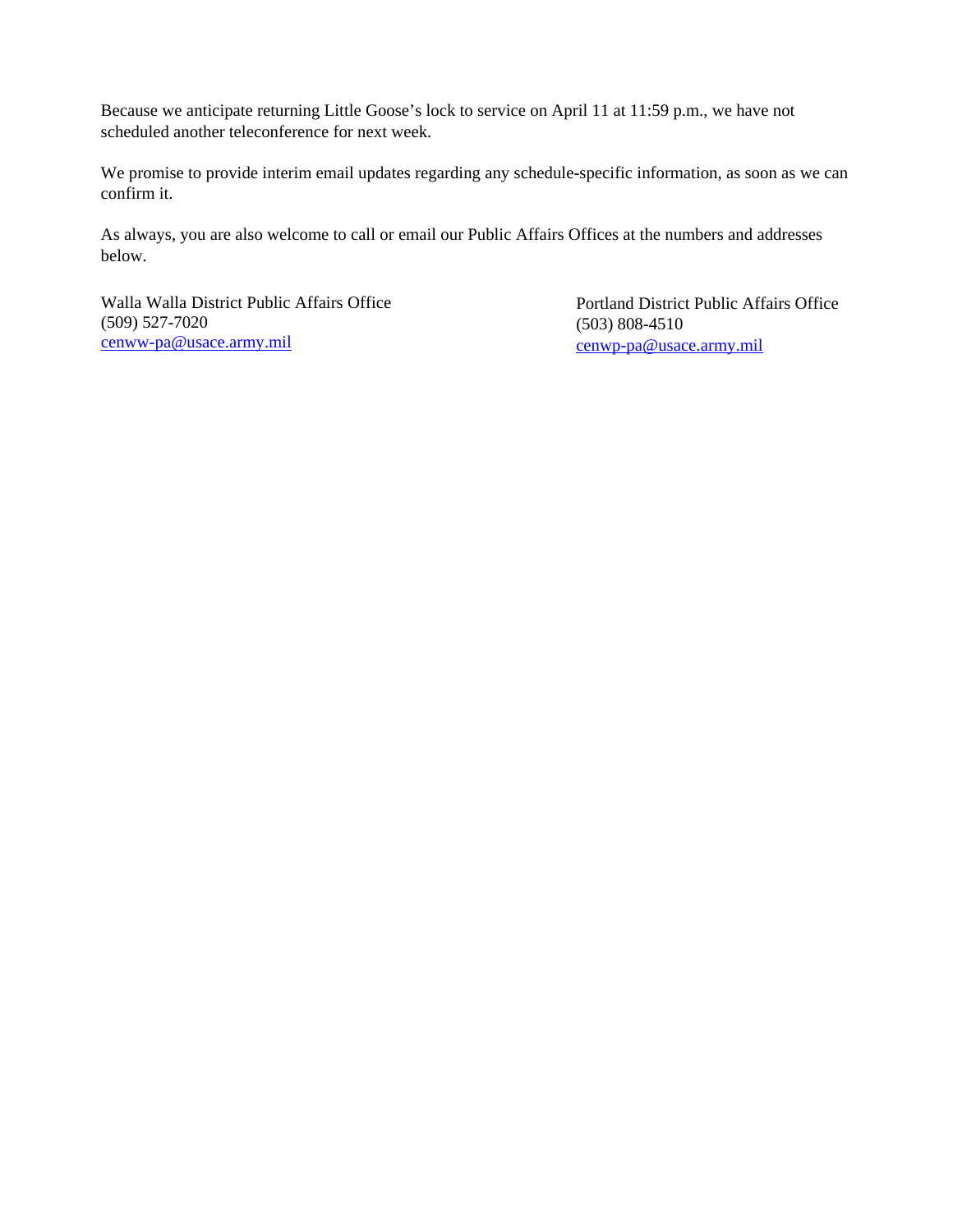Because we anticipate returning Little Goose's lock to service on April 11 at 11:59 p.m., we have not scheduled another teleconference for next week.

We promise to provide interim email updates regarding any schedule-specific information, as soon as we can confirm it.

As always, you are also welcome to call or email our Public Affairs Offices at the numbers and addresses below.

Walla Walla District Public Affairs Office
(509) 527-7020
cenww-pa@usace.army.mil

Portland District Public Affairs Office
(503) 808-4510
cenwp-pa@usace.army.mil